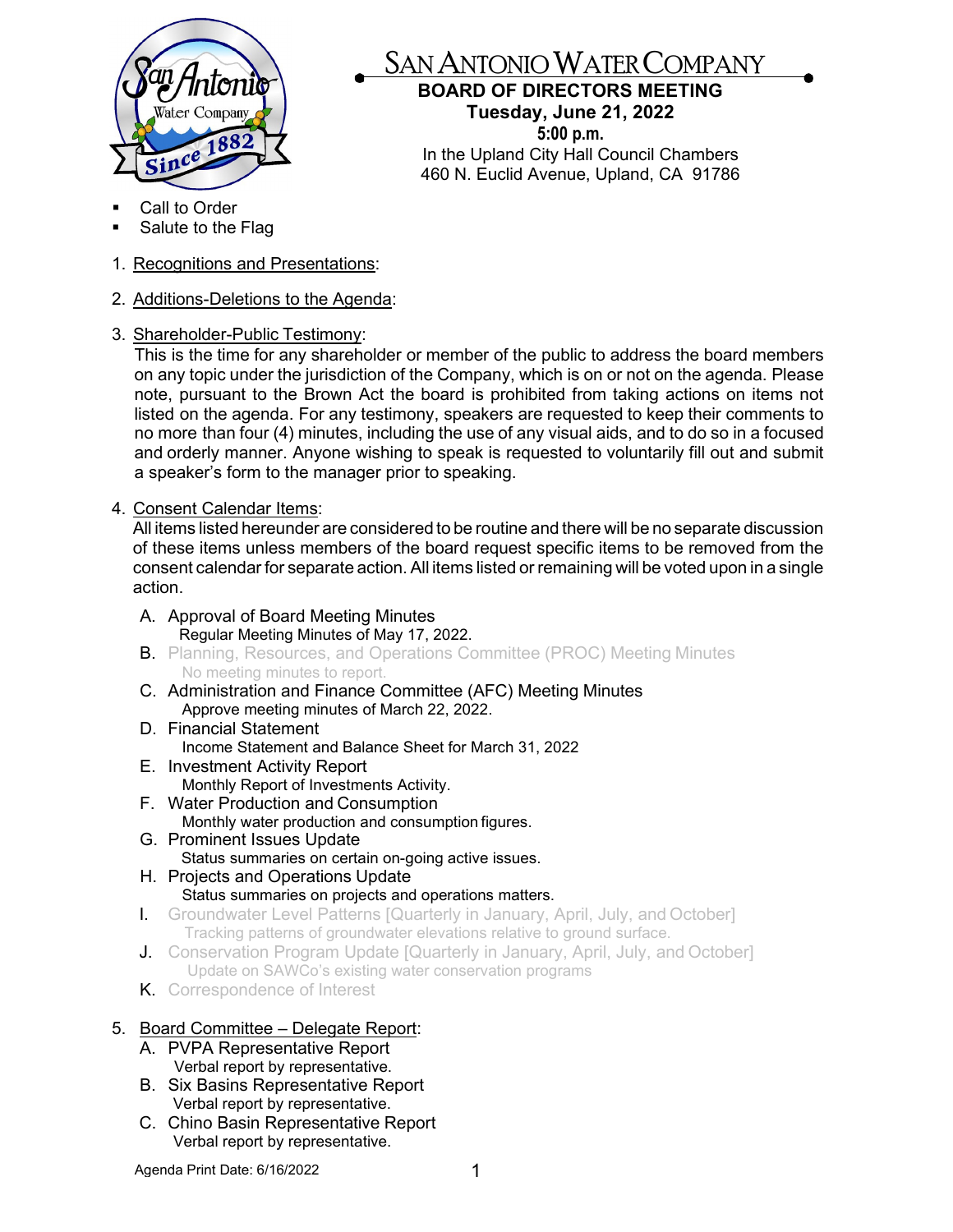# SAN ANTONIO WATER COMPANY

**BOARD OF DIRECTORS MEETING**
**Tuesday, June 21, 2022**
**5:00 p.m.**
In the Upland City Hall Council Chambers
460 N. Euclid Avenue, Upland, CA 91786

- Call to Order
- Salute to the Flag

1. Recognitions and Presentations:

2. Additions-Deletions to the Agenda:

3. Shareholder-Public Testimony:
   This is the time for any shareholder or member of the public to address the board members on any topic under the jurisdiction of the Company, which is on or not on the agenda. Please note, pursuant to the Brown Act the board is prohibited from taking actions on items not listed on the agenda. For any testimony, speakers are requested to keep their comments to no more than four (4) minutes, including the use of any visual aids, and to do so in a focused and orderly manner. Anyone wishing to speak is requested to voluntarily fill out and submit a speaker's form to the manager prior to speaking.

4. Consent Calendar Items:
   All items listed hereunder are considered to be routine and there will be no separate discussion of these items unless members of the board request specific items to be removed from the consent calendar for separate action. All items listed or remaining will be voted upon in a single action.

   A. Approval of Board Meeting Minutes
      Regular Meeting Minutes of May 17, 2022.
   B. Planning, Resources, and Operations Committee (PROC) Meeting Minutes
      No meeting minutes to report.
   C. Administration and Finance Committee (AFC) Meeting Minutes
      Approve meeting minutes of March 22, 2022.
   D. Financial Statement
      Income Statement and Balance Sheet for March 31, 2022
   E. Investment Activity Report
      Monthly Report of Investments Activity.
   F. Water Production and Consumption
      Monthly water production and consumption figures.
   G. Prominent Issues Update
      Status summaries on certain on-going active issues.
   H. Projects and Operations Update
      Status summaries on projects and operations matters.
   I. Groundwater Level Patterns [Quarterly in January, April, July, and October]
      Tracking patterns of groundwater elevations relative to ground surface.
   J. Conservation Program Update [Quarterly in January, April, July, and October]
      Update on SAWCo's existing water conservation programs
   K. Correspondence of Interest

5. Board Committee – Delegate Report:
   A. PVPA Representative Report
      Verbal report by representative.
   B. Six Basins Representative Report
      Verbal report by representative.
   C. Chino Basin Representative Report
      Verbal report by representative.

Agenda Print Date: 6/16/2022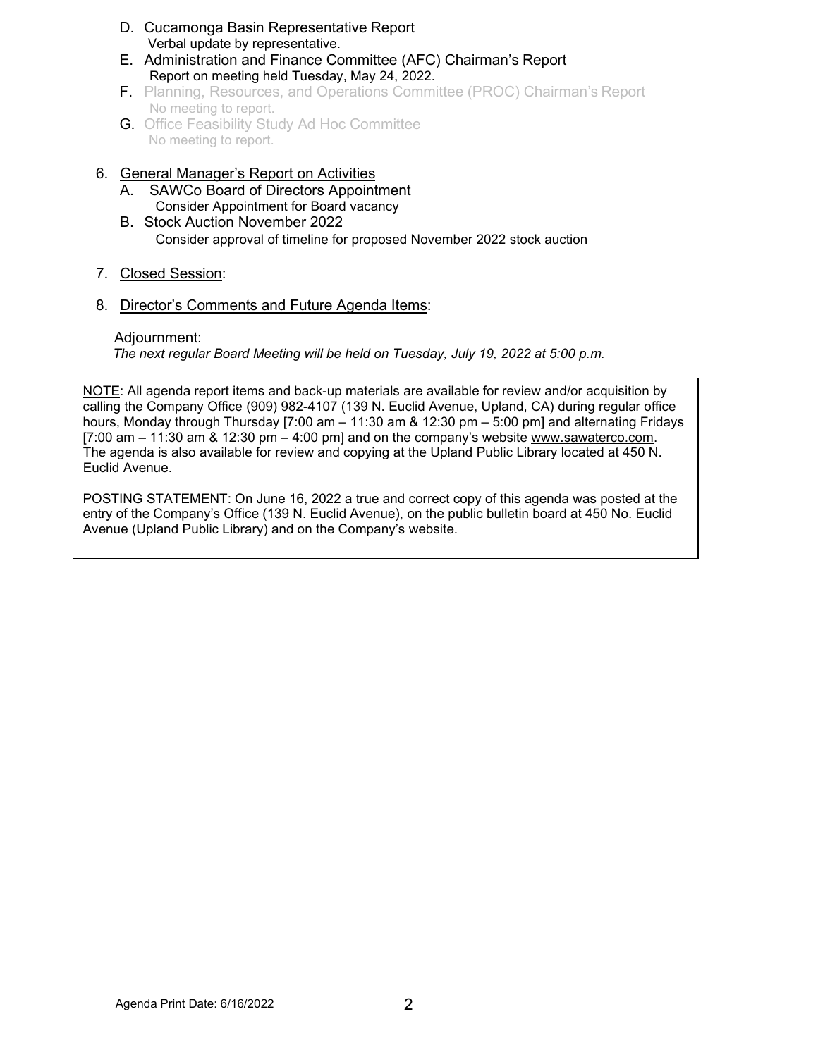D. Cucamonga Basin Representative Report
   Verbal update by representative.

E. Administration and Finance Committee (AFC) Chairman's Report
   Report on meeting held Tuesday, May 24, 2022.

F. Planning, Resources, and Operations Committee (PROC) Chairman's Report
   No meeting to report.

G. Office Feasibility Study Ad Hoc Committee
   No meeting to report.

6. General Manager's Report on Activities
   A. SAWCo Board of Directors Appointment
      Consider Appointment for Board vacancy
   B. Stock Auction November 2022
      Consider approval of timeline for proposed November 2022 stock auction

7. Closed Session:

8. Director's Comments and Future Agenda Items:

Adjournment:
*The next regular Board Meeting will be held on Tuesday, July 19, 2022 at 5:00 p.m.*

NOTE: All agenda report items and back-up materials are available for review and/or acquisition by calling the Company Office (909) 982-4107 (139 N. Euclid Avenue, Upland, CA) during regular office hours, Monday through Thursday [7:00 am – 11:30 am & 12:30 pm – 5:00 pm] and alternating Fridays [7:00 am – 11:30 am & 12:30 pm – 4:00 pm] and on the company's website www.sawaterco.com. The agenda is also available for review and copying at the Upland Public Library located at 450 N. Euclid Avenue.

POSTING STATEMENT: On June 16, 2022 a true and correct copy of this agenda was posted at the entry of the Company's Office (139 N. Euclid Avenue), on the public bulletin board at 450 No. Euclid Avenue (Upland Public Library) and on the Company's website.

Agenda Print Date: 6/16/2022